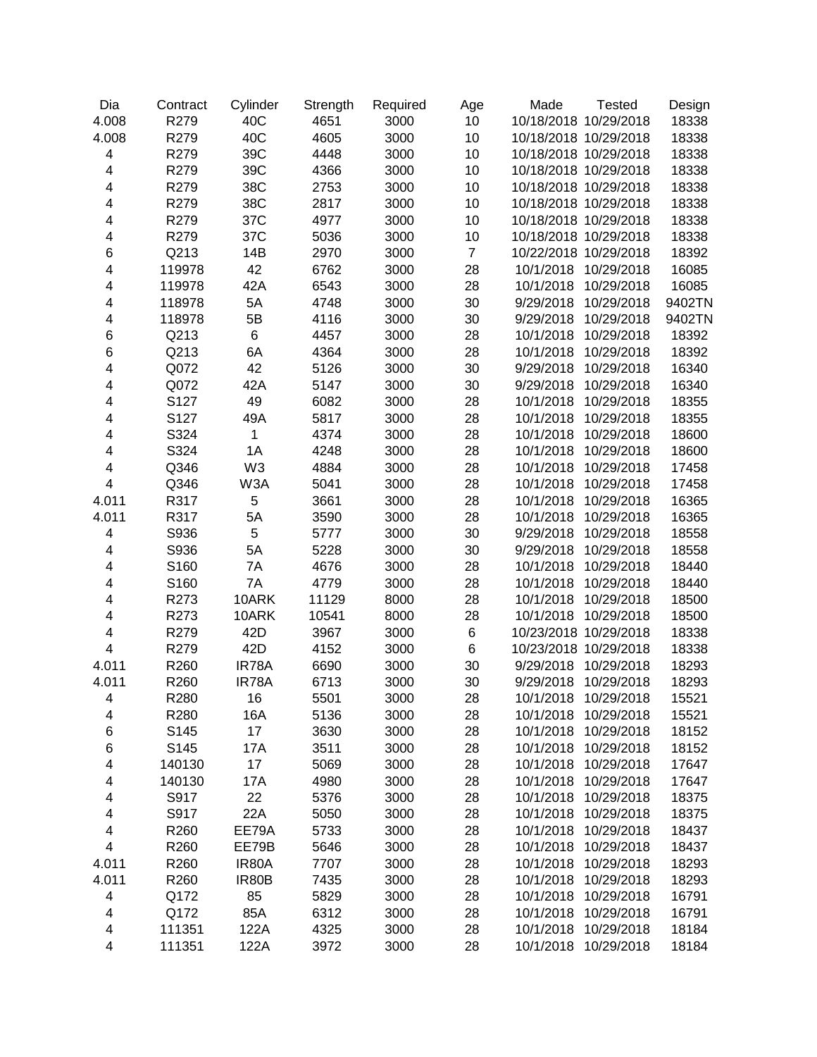| Dia | Contract | Cylinder | Strength | Required | Age | Made | Tested | Design |
|---|---|---|---|---|---|---|---|---|
| 4.008 | R279 | 40C | 4651 | 3000 | 10 | 10/18/2018 | 10/29/2018 | 18338 |
| 4.008 | R279 | 40C | 4605 | 3000 | 10 | 10/18/2018 | 10/29/2018 | 18338 |
| 4 | R279 | 39C | 4448 | 3000 | 10 | 10/18/2018 | 10/29/2018 | 18338 |
| 4 | R279 | 39C | 4366 | 3000 | 10 | 10/18/2018 | 10/29/2018 | 18338 |
| 4 | R279 | 38C | 2753 | 3000 | 10 | 10/18/2018 | 10/29/2018 | 18338 |
| 4 | R279 | 38C | 2817 | 3000 | 10 | 10/18/2018 | 10/29/2018 | 18338 |
| 4 | R279 | 37C | 4977 | 3000 | 10 | 10/18/2018 | 10/29/2018 | 18338 |
| 4 | R279 | 37C | 5036 | 3000 | 10 | 10/18/2018 | 10/29/2018 | 18338 |
| 6 | Q213 | 14B | 2970 | 3000 | 7 | 10/22/2018 | 10/29/2018 | 18392 |
| 4 | 119978 | 42 | 6762 | 3000 | 28 | 10/1/2018 | 10/29/2018 | 16085 |
| 4 | 119978 | 42A | 6543 | 3000 | 28 | 10/1/2018 | 10/29/2018 | 16085 |
| 4 | 118978 | 5A | 4748 | 3000 | 30 | 9/29/2018 | 10/29/2018 | 9402TN |
| 4 | 118978 | 5B | 4116 | 3000 | 30 | 9/29/2018 | 10/29/2018 | 9402TN |
| 6 | Q213 | 6 | 4457 | 3000 | 28 | 10/1/2018 | 10/29/2018 | 18392 |
| 6 | Q213 | 6A | 4364 | 3000 | 28 | 10/1/2018 | 10/29/2018 | 18392 |
| 4 | Q072 | 42 | 5126 | 3000 | 30 | 9/29/2018 | 10/29/2018 | 16340 |
| 4 | Q072 | 42A | 5147 | 3000 | 30 | 9/29/2018 | 10/29/2018 | 16340 |
| 4 | S127 | 49 | 6082 | 3000 | 28 | 10/1/2018 | 10/29/2018 | 18355 |
| 4 | S127 | 49A | 5817 | 3000 | 28 | 10/1/2018 | 10/29/2018 | 18355 |
| 4 | S324 | 1 | 4374 | 3000 | 28 | 10/1/2018 | 10/29/2018 | 18600 |
| 4 | S324 | 1A | 4248 | 3000 | 28 | 10/1/2018 | 10/29/2018 | 18600 |
| 4 | Q346 | W3 | 4884 | 3000 | 28 | 10/1/2018 | 10/29/2018 | 17458 |
| 4 | Q346 | W3A | 5041 | 3000 | 28 | 10/1/2018 | 10/29/2018 | 17458 |
| 4.011 | R317 | 5 | 3661 | 3000 | 28 | 10/1/2018 | 10/29/2018 | 16365 |
| 4.011 | R317 | 5A | 3590 | 3000 | 28 | 10/1/2018 | 10/29/2018 | 16365 |
| 4 | S936 | 5 | 5777 | 3000 | 30 | 9/29/2018 | 10/29/2018 | 18558 |
| 4 | S936 | 5A | 5228 | 3000 | 30 | 9/29/2018 | 10/29/2018 | 18558 |
| 4 | S160 | 7A | 4676 | 3000 | 28 | 10/1/2018 | 10/29/2018 | 18440 |
| 4 | S160 | 7A | 4779 | 3000 | 28 | 10/1/2018 | 10/29/2018 | 18440 |
| 4 | R273 | 10ARK | 11129 | 8000 | 28 | 10/1/2018 | 10/29/2018 | 18500 |
| 4 | R273 | 10ARK | 10541 | 8000 | 28 | 10/1/2018 | 10/29/2018 | 18500 |
| 4 | R279 | 42D | 3967 | 3000 | 6 | 10/23/2018 | 10/29/2018 | 18338 |
| 4 | R279 | 42D | 4152 | 3000 | 6 | 10/23/2018 | 10/29/2018 | 18338 |
| 4.011 | R260 | IR78A | 6690 | 3000 | 30 | 9/29/2018 | 10/29/2018 | 18293 |
| 4.011 | R260 | IR78A | 6713 | 3000 | 30 | 9/29/2018 | 10/29/2018 | 18293 |
| 4 | R280 | 16 | 5501 | 3000 | 28 | 10/1/2018 | 10/29/2018 | 15521 |
| 4 | R280 | 16A | 5136 | 3000 | 28 | 10/1/2018 | 10/29/2018 | 15521 |
| 6 | S145 | 17 | 3630 | 3000 | 28 | 10/1/2018 | 10/29/2018 | 18152 |
| 6 | S145 | 17A | 3511 | 3000 | 28 | 10/1/2018 | 10/29/2018 | 18152 |
| 4 | 140130 | 17 | 5069 | 3000 | 28 | 10/1/2018 | 10/29/2018 | 17647 |
| 4 | 140130 | 17A | 4980 | 3000 | 28 | 10/1/2018 | 10/29/2018 | 17647 |
| 4 | S917 | 22 | 5376 | 3000 | 28 | 10/1/2018 | 10/29/2018 | 18375 |
| 4 | S917 | 22A | 5050 | 3000 | 28 | 10/1/2018 | 10/29/2018 | 18375 |
| 4 | R260 | EE79A | 5733 | 3000 | 28 | 10/1/2018 | 10/29/2018 | 18437 |
| 4 | R260 | EE79B | 5646 | 3000 | 28 | 10/1/2018 | 10/29/2018 | 18437 |
| 4.011 | R260 | IR80A | 7707 | 3000 | 28 | 10/1/2018 | 10/29/2018 | 18293 |
| 4.011 | R260 | IR80B | 7435 | 3000 | 28 | 10/1/2018 | 10/29/2018 | 18293 |
| 4 | Q172 | 85 | 5829 | 3000 | 28 | 10/1/2018 | 10/29/2018 | 16791 |
| 4 | Q172 | 85A | 6312 | 3000 | 28 | 10/1/2018 | 10/29/2018 | 16791 |
| 4 | 111351 | 122A | 4325 | 3000 | 28 | 10/1/2018 | 10/29/2018 | 18184 |
| 4 | 111351 | 122A | 3972 | 3000 | 28 | 10/1/2018 | 10/29/2018 | 18184 |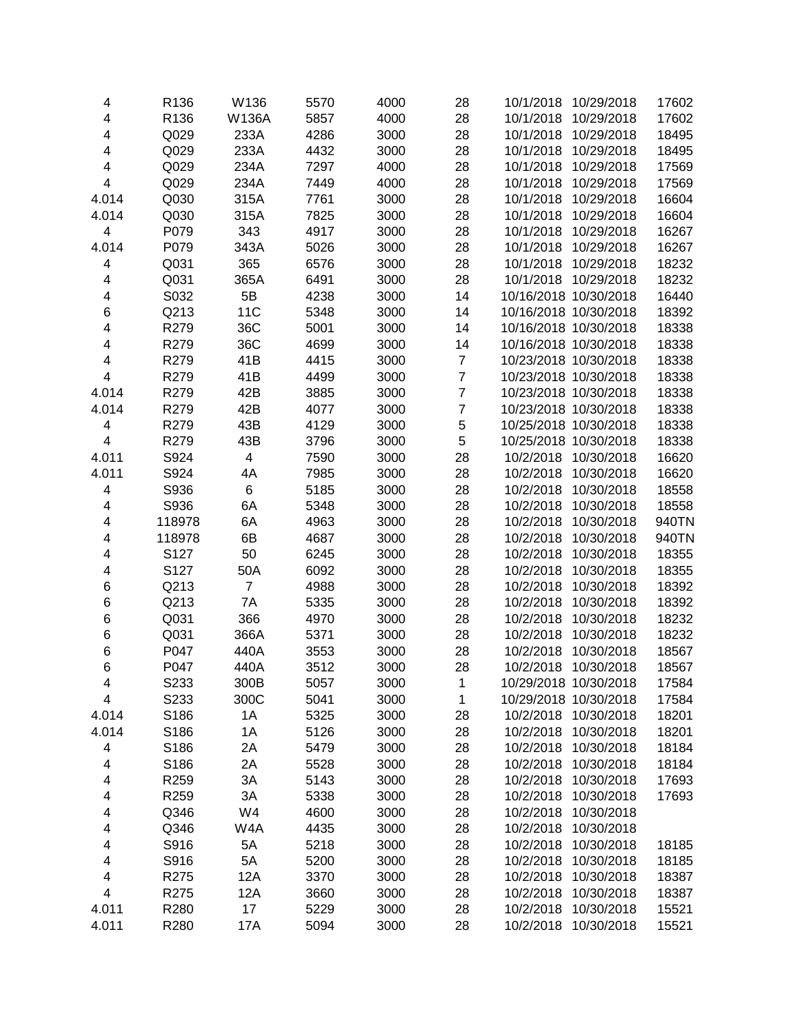| | | | | | | | | |
|---|---|---|---|---|---|---|---|---|
| 4 | R136 | W136 | 5570 | 4000 | 28 | 10/1/2018 | 10/29/2018 | 17602 |
| 4 | R136 | W136A | 5857 | 4000 | 28 | 10/1/2018 | 10/29/2018 | 17602 |
| 4 | Q029 | 233A | 4286 | 3000 | 28 | 10/1/2018 | 10/29/2018 | 18495 |
| 4 | Q029 | 233A | 4432 | 3000 | 28 | 10/1/2018 | 10/29/2018 | 18495 |
| 4 | Q029 | 234A | 7297 | 4000 | 28 | 10/1/2018 | 10/29/2018 | 17569 |
| 4 | Q029 | 234A | 7449 | 4000 | 28 | 10/1/2018 | 10/29/2018 | 17569 |
| 4.014 | Q030 | 315A | 7761 | 3000 | 28 | 10/1/2018 | 10/29/2018 | 16604 |
| 4.014 | Q030 | 315A | 7825 | 3000 | 28 | 10/1/2018 | 10/29/2018 | 16604 |
| 4 | P079 | 343 | 4917 | 3000 | 28 | 10/1/2018 | 10/29/2018 | 16267 |
| 4.014 | P079 | 343A | 5026 | 3000 | 28 | 10/1/2018 | 10/29/2018 | 16267 |
| 4 | Q031 | 365 | 6576 | 3000 | 28 | 10/1/2018 | 10/29/2018 | 18232 |
| 4 | Q031 | 365A | 6491 | 3000 | 28 | 10/1/2018 | 10/29/2018 | 18232 |
| 4 | S032 | 5B | 4238 | 3000 | 14 | 10/16/2018 | 10/30/2018 | 16440 |
| 6 | Q213 | 11C | 5348 | 3000 | 14 | 10/16/2018 | 10/30/2018 | 18392 |
| 4 | R279 | 36C | 5001 | 3000 | 14 | 10/16/2018 | 10/30/2018 | 18338 |
| 4 | R279 | 36C | 4699 | 3000 | 14 | 10/16/2018 | 10/30/2018 | 18338 |
| 4 | R279 | 41B | 4415 | 3000 | 7 | 10/23/2018 | 10/30/2018 | 18338 |
| 4 | R279 | 41B | 4499 | 3000 | 7 | 10/23/2018 | 10/30/2018 | 18338 |
| 4.014 | R279 | 42B | 3885 | 3000 | 7 | 10/23/2018 | 10/30/2018 | 18338 |
| 4.014 | R279 | 42B | 4077 | 3000 | 7 | 10/23/2018 | 10/30/2018 | 18338 |
| 4 | R279 | 43B | 4129 | 3000 | 5 | 10/25/2018 | 10/30/2018 | 18338 |
| 4 | R279 | 43B | 3796 | 3000 | 5 | 10/25/2018 | 10/30/2018 | 18338 |
| 4.011 | S924 | 4 | 7590 | 3000 | 28 | 10/2/2018 | 10/30/2018 | 16620 |
| 4.011 | S924 | 4A | 7985 | 3000 | 28 | 10/2/2018 | 10/30/2018 | 16620 |
| 4 | S936 | 6 | 5185 | 3000 | 28 | 10/2/2018 | 10/30/2018 | 18558 |
| 4 | S936 | 6A | 5348 | 3000 | 28 | 10/2/2018 | 10/30/2018 | 18558 |
| 4 | 118978 | 6A | 4963 | 3000 | 28 | 10/2/2018 | 10/30/2018 | 940TN |
| 4 | 118978 | 6B | 4687 | 3000 | 28 | 10/2/2018 | 10/30/2018 | 940TN |
| 4 | S127 | 50 | 6245 | 3000 | 28 | 10/2/2018 | 10/30/2018 | 18355 |
| 4 | S127 | 50A | 6092 | 3000 | 28 | 10/2/2018 | 10/30/2018 | 18355 |
| 6 | Q213 | 7 | 4988 | 3000 | 28 | 10/2/2018 | 10/30/2018 | 18392 |
| 6 | Q213 | 7A | 5335 | 3000 | 28 | 10/2/2018 | 10/30/2018 | 18392 |
| 6 | Q031 | 366 | 4970 | 3000 | 28 | 10/2/2018 | 10/30/2018 | 18232 |
| 6 | Q031 | 366A | 5371 | 3000 | 28 | 10/2/2018 | 10/30/2018 | 18232 |
| 6 | P047 | 440A | 3553 | 3000 | 28 | 10/2/2018 | 10/30/2018 | 18567 |
| 6 | P047 | 440A | 3512 | 3000 | 28 | 10/2/2018 | 10/30/2018 | 18567 |
| 4 | S233 | 300B | 5057 | 3000 | 1 | 10/29/2018 | 10/30/2018 | 17584 |
| 4 | S233 | 300C | 5041 | 3000 | 1 | 10/29/2018 | 10/30/2018 | 17584 |
| 4.014 | S186 | 1A | 5325 | 3000 | 28 | 10/2/2018 | 10/30/2018 | 18201 |
| 4.014 | S186 | 1A | 5126 | 3000 | 28 | 10/2/2018 | 10/30/2018 | 18201 |
| 4 | S186 | 2A | 5479 | 3000 | 28 | 10/2/2018 | 10/30/2018 | 18184 |
| 4 | S186 | 2A | 5528 | 3000 | 28 | 10/2/2018 | 10/30/2018 | 18184 |
| 4 | R259 | 3A | 5143 | 3000 | 28 | 10/2/2018 | 10/30/2018 | 17693 |
| 4 | R259 | 3A | 5338 | 3000 | 28 | 10/2/2018 | 10/30/2018 | 17693 |
| 4 | Q346 | W4 | 4600 | 3000 | 28 | 10/2/2018 | 10/30/2018 | |
| 4 | Q346 | W4A | 4435 | 3000 | 28 | 10/2/2018 | 10/30/2018 | |
| 4 | S916 | 5A | 5218 | 3000 | 28 | 10/2/2018 | 10/30/2018 | 18185 |
| 4 | S916 | 5A | 5200 | 3000 | 28 | 10/2/2018 | 10/30/2018 | 18185 |
| 4 | R275 | 12A | 3370 | 3000 | 28 | 10/2/2018 | 10/30/2018 | 18387 |
| 4 | R275 | 12A | 3660 | 3000 | 28 | 10/2/2018 | 10/30/2018 | 18387 |
| 4.011 | R280 | 17 | 5229 | 3000 | 28 | 10/2/2018 | 10/30/2018 | 15521 |
| 4.011 | R280 | 17A | 5094 | 3000 | 28 | 10/2/2018 | 10/30/2018 | 15521 |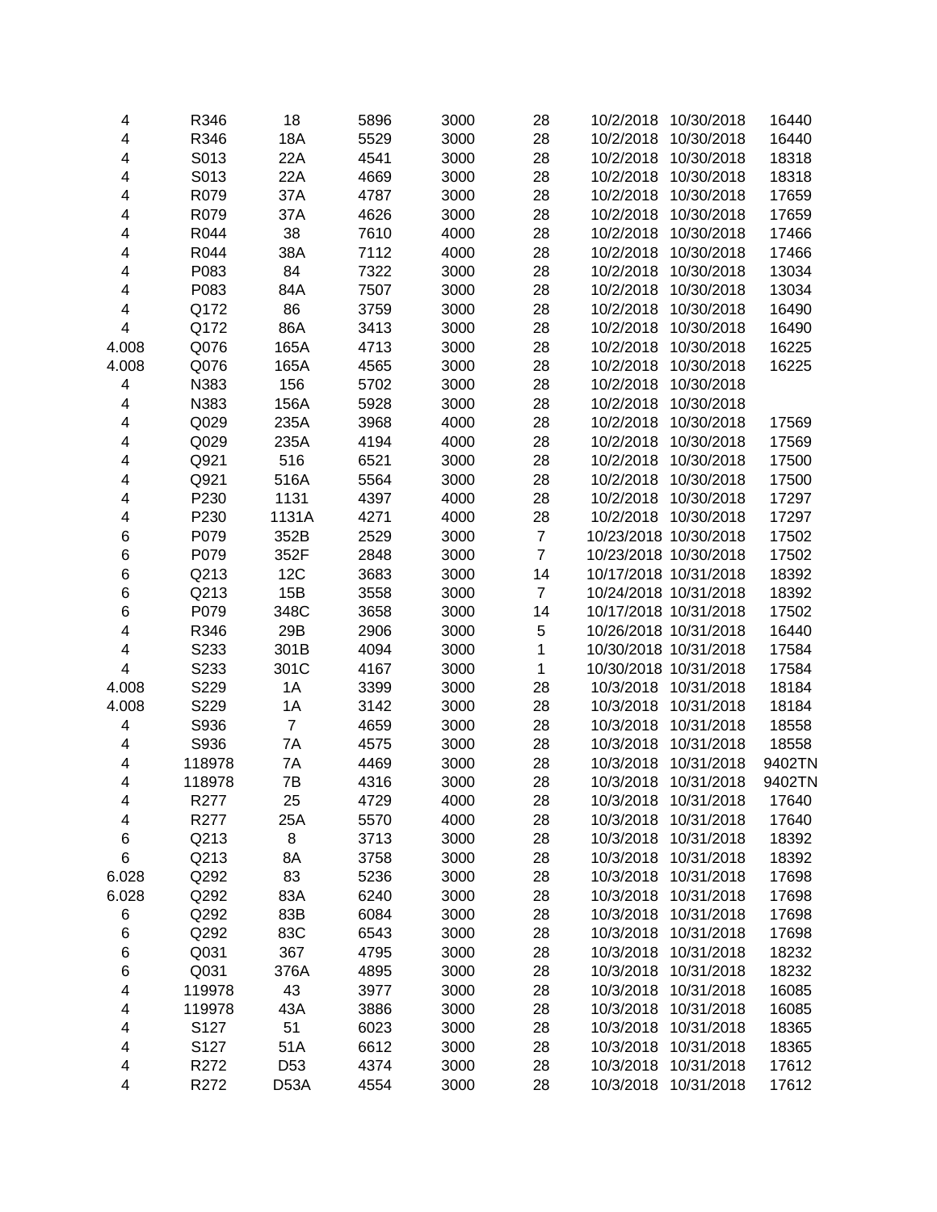|  |  |  |  |  |  |  |  |  |
|---|---|---|---|---|---|---|---|---|
| 4 | R346 | 18 | 5896 | 3000 | 28 | 10/2/2018 | 10/30/2018 | 16440 |
| 4 | R346 | 18A | 5529 | 3000 | 28 | 10/2/2018 | 10/30/2018 | 16440 |
| 4 | S013 | 22A | 4541 | 3000 | 28 | 10/2/2018 | 10/30/2018 | 18318 |
| 4 | S013 | 22A | 4669 | 3000 | 28 | 10/2/2018 | 10/30/2018 | 18318 |
| 4 | R079 | 37A | 4787 | 3000 | 28 | 10/2/2018 | 10/30/2018 | 17659 |
| 4 | R079 | 37A | 4626 | 3000 | 28 | 10/2/2018 | 10/30/2018 | 17659 |
| 4 | R044 | 38 | 7610 | 4000 | 28 | 10/2/2018 | 10/30/2018 | 17466 |
| 4 | R044 | 38A | 7112 | 4000 | 28 | 10/2/2018 | 10/30/2018 | 17466 |
| 4 | P083 | 84 | 7322 | 3000 | 28 | 10/2/2018 | 10/30/2018 | 13034 |
| 4 | P083 | 84A | 7507 | 3000 | 28 | 10/2/2018 | 10/30/2018 | 13034 |
| 4 | Q172 | 86 | 3759 | 3000 | 28 | 10/2/2018 | 10/30/2018 | 16490 |
| 4 | Q172 | 86A | 3413 | 3000 | 28 | 10/2/2018 | 10/30/2018 | 16490 |
| 4.008 | Q076 | 165A | 4713 | 3000 | 28 | 10/2/2018 | 10/30/2018 | 16225 |
| 4.008 | Q076 | 165A | 4565 | 3000 | 28 | 10/2/2018 | 10/30/2018 | 16225 |
| 4 | N383 | 156 | 5702 | 3000 | 28 | 10/2/2018 | 10/30/2018 |  |
| 4 | N383 | 156A | 5928 | 3000 | 28 | 10/2/2018 | 10/30/2018 |  |
| 4 | Q029 | 235A | 3968 | 4000 | 28 | 10/2/2018 | 10/30/2018 | 17569 |
| 4 | Q029 | 235A | 4194 | 4000 | 28 | 10/2/2018 | 10/30/2018 | 17569 |
| 4 | Q921 | 516 | 6521 | 3000 | 28 | 10/2/2018 | 10/30/2018 | 17500 |
| 4 | Q921 | 516A | 5564 | 3000 | 28 | 10/2/2018 | 10/30/2018 | 17500 |
| 4 | P230 | 1131 | 4397 | 4000 | 28 | 10/2/2018 | 10/30/2018 | 17297 |
| 4 | P230 | 1131A | 4271 | 4000 | 28 | 10/2/2018 | 10/30/2018 | 17297 |
| 6 | P079 | 352B | 2529 | 3000 | 7 | 10/23/2018 | 10/30/2018 | 17502 |
| 6 | P079 | 352F | 2848 | 3000 | 7 | 10/23/2018 | 10/30/2018 | 17502 |
| 6 | Q213 | 12C | 3683 | 3000 | 14 | 10/17/2018 | 10/31/2018 | 18392 |
| 6 | Q213 | 15B | 3558 | 3000 | 7 | 10/24/2018 | 10/31/2018 | 18392 |
| 6 | P079 | 348C | 3658 | 3000 | 14 | 10/17/2018 | 10/31/2018 | 17502 |
| 4 | R346 | 29B | 2906 | 3000 | 5 | 10/26/2018 | 10/31/2018 | 16440 |
| 4 | S233 | 301B | 4094 | 3000 | 1 | 10/30/2018 | 10/31/2018 | 17584 |
| 4 | S233 | 301C | 4167 | 3000 | 1 | 10/30/2018 | 10/31/2018 | 17584 |
| 4.008 | S229 | 1A | 3399 | 3000 | 28 | 10/3/2018 | 10/31/2018 | 18184 |
| 4.008 | S229 | 1A | 3142 | 3000 | 28 | 10/3/2018 | 10/31/2018 | 18184 |
| 4 | S936 | 7 | 4659 | 3000 | 28 | 10/3/2018 | 10/31/2018 | 18558 |
| 4 | S936 | 7A | 4575 | 3000 | 28 | 10/3/2018 | 10/31/2018 | 18558 |
| 4 | 118978 | 7A | 4469 | 3000 | 28 | 10/3/2018 | 10/31/2018 | 9402TN |
| 4 | 118978 | 7B | 4316 | 3000 | 28 | 10/3/2018 | 10/31/2018 | 9402TN |
| 4 | R277 | 25 | 4729 | 4000 | 28 | 10/3/2018 | 10/31/2018 | 17640 |
| 4 | R277 | 25A | 5570 | 4000 | 28 | 10/3/2018 | 10/31/2018 | 17640 |
| 6 | Q213 | 8 | 3713 | 3000 | 28 | 10/3/2018 | 10/31/2018 | 18392 |
| 6 | Q213 | 8A | 3758 | 3000 | 28 | 10/3/2018 | 10/31/2018 | 18392 |
| 6.028 | Q292 | 83 | 5236 | 3000 | 28 | 10/3/2018 | 10/31/2018 | 17698 |
| 6.028 | Q292 | 83A | 6240 | 3000 | 28 | 10/3/2018 | 10/31/2018 | 17698 |
| 6 | Q292 | 83B | 6084 | 3000 | 28 | 10/3/2018 | 10/31/2018 | 17698 |
| 6 | Q292 | 83C | 6543 | 3000 | 28 | 10/3/2018 | 10/31/2018 | 17698 |
| 6 | Q031 | 367 | 4795 | 3000 | 28 | 10/3/2018 | 10/31/2018 | 18232 |
| 6 | Q031 | 376A | 4895 | 3000 | 28 | 10/3/2018 | 10/31/2018 | 18232 |
| 4 | 119978 | 43 | 3977 | 3000 | 28 | 10/3/2018 | 10/31/2018 | 16085 |
| 4 | 119978 | 43A | 3886 | 3000 | 28 | 10/3/2018 | 10/31/2018 | 16085 |
| 4 | S127 | 51 | 6023 | 3000 | 28 | 10/3/2018 | 10/31/2018 | 18365 |
| 4 | S127 | 51A | 6612 | 3000 | 28 | 10/3/2018 | 10/31/2018 | 18365 |
| 4 | R272 | D53 | 4374 | 3000 | 28 | 10/3/2018 | 10/31/2018 | 17612 |
| 4 | R272 | D53A | 4554 | 3000 | 28 | 10/3/2018 | 10/31/2018 | 17612 |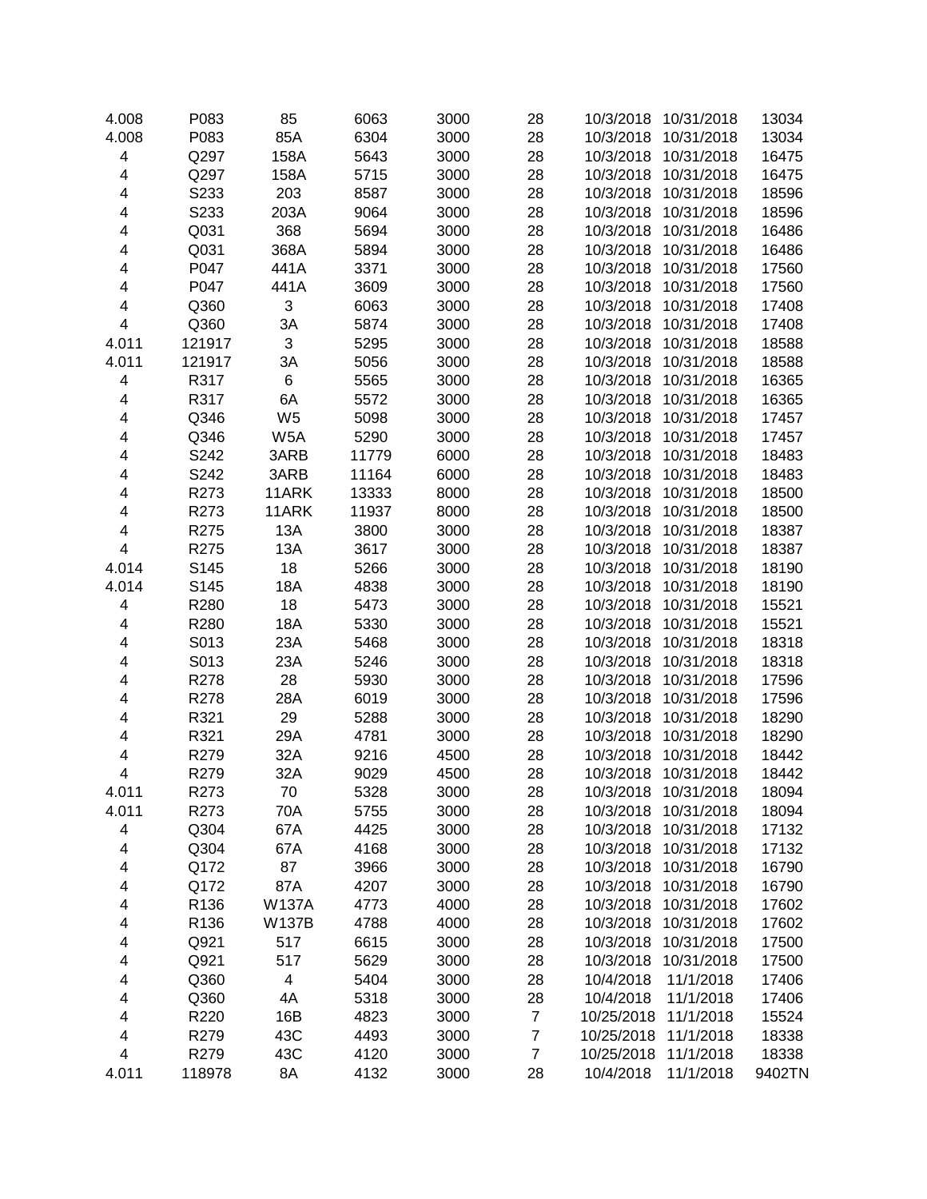| | | | | | | | | |
|---|---|---|---|---|---|---|---|---|
| 4.008 | P083 | 85 | 6063 | 3000 | 28 | 10/3/2018 | 10/31/2018 | 13034 |
| 4.008 | P083 | 85A | 6304 | 3000 | 28 | 10/3/2018 | 10/31/2018 | 13034 |
| 4 | Q297 | 158A | 5643 | 3000 | 28 | 10/3/2018 | 10/31/2018 | 16475 |
| 4 | Q297 | 158A | 5715 | 3000 | 28 | 10/3/2018 | 10/31/2018 | 16475 |
| 4 | S233 | 203 | 8587 | 3000 | 28 | 10/3/2018 | 10/31/2018 | 18596 |
| 4 | S233 | 203A | 9064 | 3000 | 28 | 10/3/2018 | 10/31/2018 | 18596 |
| 4 | Q031 | 368 | 5694 | 3000 | 28 | 10/3/2018 | 10/31/2018 | 16486 |
| 4 | Q031 | 368A | 5894 | 3000 | 28 | 10/3/2018 | 10/31/2018 | 16486 |
| 4 | P047 | 441A | 3371 | 3000 | 28 | 10/3/2018 | 10/31/2018 | 17560 |
| 4 | P047 | 441A | 3609 | 3000 | 28 | 10/3/2018 | 10/31/2018 | 17560 |
| 4 | Q360 | 3 | 6063 | 3000 | 28 | 10/3/2018 | 10/31/2018 | 17408 |
| 4 | Q360 | 3A | 5874 | 3000 | 28 | 10/3/2018 | 10/31/2018 | 17408 |
| 4.011 | 121917 | 3 | 5295 | 3000 | 28 | 10/3/2018 | 10/31/2018 | 18588 |
| 4.011 | 121917 | 3A | 5056 | 3000 | 28 | 10/3/2018 | 10/31/2018 | 18588 |
| 4 | R317 | 6 | 5565 | 3000 | 28 | 10/3/2018 | 10/31/2018 | 16365 |
| 4 | R317 | 6A | 5572 | 3000 | 28 | 10/3/2018 | 10/31/2018 | 16365 |
| 4 | Q346 | W5 | 5098 | 3000 | 28 | 10/3/2018 | 10/31/2018 | 17457 |
| 4 | Q346 | W5A | 5290 | 3000 | 28 | 10/3/2018 | 10/31/2018 | 17457 |
| 4 | S242 | 3ARB | 11779 | 6000 | 28 | 10/3/2018 | 10/31/2018 | 18483 |
| 4 | S242 | 3ARB | 11164 | 6000 | 28 | 10/3/2018 | 10/31/2018 | 18483 |
| 4 | R273 | 11ARK | 13333 | 8000 | 28 | 10/3/2018 | 10/31/2018 | 18500 |
| 4 | R273 | 11ARK | 11937 | 8000 | 28 | 10/3/2018 | 10/31/2018 | 18500 |
| 4 | R275 | 13A | 3800 | 3000 | 28 | 10/3/2018 | 10/31/2018 | 18387 |
| 4 | R275 | 13A | 3617 | 3000 | 28 | 10/3/2018 | 10/31/2018 | 18387 |
| 4.014 | S145 | 18 | 5266 | 3000 | 28 | 10/3/2018 | 10/31/2018 | 18190 |
| 4.014 | S145 | 18A | 4838 | 3000 | 28 | 10/3/2018 | 10/31/2018 | 18190 |
| 4 | R280 | 18 | 5473 | 3000 | 28 | 10/3/2018 | 10/31/2018 | 15521 |
| 4 | R280 | 18A | 5330 | 3000 | 28 | 10/3/2018 | 10/31/2018 | 15521 |
| 4 | S013 | 23A | 5468 | 3000 | 28 | 10/3/2018 | 10/31/2018 | 18318 |
| 4 | S013 | 23A | 5246 | 3000 | 28 | 10/3/2018 | 10/31/2018 | 18318 |
| 4 | R278 | 28 | 5930 | 3000 | 28 | 10/3/2018 | 10/31/2018 | 17596 |
| 4 | R278 | 28A | 6019 | 3000 | 28 | 10/3/2018 | 10/31/2018 | 17596 |
| 4 | R321 | 29 | 5288 | 3000 | 28 | 10/3/2018 | 10/31/2018 | 18290 |
| 4 | R321 | 29A | 4781 | 3000 | 28 | 10/3/2018 | 10/31/2018 | 18290 |
| 4 | R279 | 32A | 9216 | 4500 | 28 | 10/3/2018 | 10/31/2018 | 18442 |
| 4 | R279 | 32A | 9029 | 4500 | 28 | 10/3/2018 | 10/31/2018 | 18442 |
| 4.011 | R273 | 70 | 5328 | 3000 | 28 | 10/3/2018 | 10/31/2018 | 18094 |
| 4.011 | R273 | 70A | 5755 | 3000 | 28 | 10/3/2018 | 10/31/2018 | 18094 |
| 4 | Q304 | 67A | 4425 | 3000 | 28 | 10/3/2018 | 10/31/2018 | 17132 |
| 4 | Q304 | 67A | 4168 | 3000 | 28 | 10/3/2018 | 10/31/2018 | 17132 |
| 4 | Q172 | 87 | 3966 | 3000 | 28 | 10/3/2018 | 10/31/2018 | 16790 |
| 4 | Q172 | 87A | 4207 | 3000 | 28 | 10/3/2018 | 10/31/2018 | 16790 |
| 4 | R136 | W137A | 4773 | 4000 | 28 | 10/3/2018 | 10/31/2018 | 17602 |
| 4 | R136 | W137B | 4788 | 4000 | 28 | 10/3/2018 | 10/31/2018 | 17602 |
| 4 | Q921 | 517 | 6615 | 3000 | 28 | 10/3/2018 | 10/31/2018 | 17500 |
| 4 | Q921 | 517 | 5629 | 3000 | 28 | 10/3/2018 | 10/31/2018 | 17500 |
| 4 | Q360 | 4 | 5404 | 3000 | 28 | 10/4/2018 | 11/1/2018 | 17406 |
| 4 | Q360 | 4A | 5318 | 3000 | 28 | 10/4/2018 | 11/1/2018 | 17406 |
| 4 | R220 | 16B | 4823 | 3000 | 7 | 10/25/2018 | 11/1/2018 | 15524 |
| 4 | R279 | 43C | 4493 | 3000 | 7 | 10/25/2018 | 11/1/2018 | 18338 |
| 4 | R279 | 43C | 4120 | 3000 | 7 | 10/25/2018 | 11/1/2018 | 18338 |
| 4.011 | 118978 | 8A | 4132 | 3000 | 28 | 10/4/2018 | 11/1/2018 | 9402TN |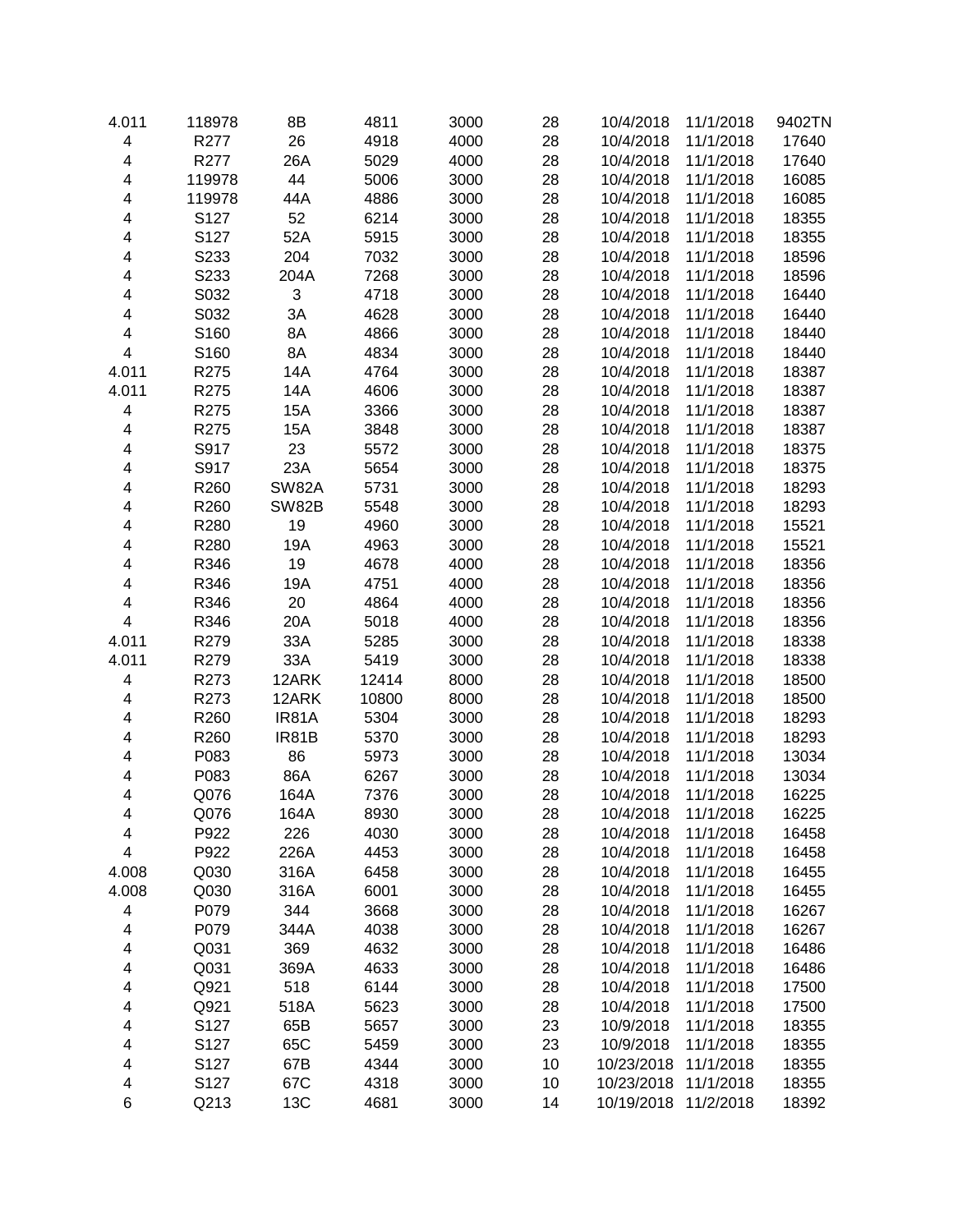| 4.011 | 118978 | 8B | 4811 | 3000 | 28 | 10/4/2018 | 11/1/2018 | 9402TN |
|---|---|---|---|---|---|---|---|---|
| 4 | R277 | 26 | 4918 | 4000 | 28 | 10/4/2018 | 11/1/2018 | 17640 |
| 4 | R277 | 26A | 5029 | 4000 | 28 | 10/4/2018 | 11/1/2018 | 17640 |
| 4 | 119978 | 44 | 5006 | 3000 | 28 | 10/4/2018 | 11/1/2018 | 16085 |
| 4 | 119978 | 44A | 4886 | 3000 | 28 | 10/4/2018 | 11/1/2018 | 16085 |
| 4 | S127 | 52 | 6214 | 3000 | 28 | 10/4/2018 | 11/1/2018 | 18355 |
| 4 | S127 | 52A | 5915 | 3000 | 28 | 10/4/2018 | 11/1/2018 | 18355 |
| 4 | S233 | 204 | 7032 | 3000 | 28 | 10/4/2018 | 11/1/2018 | 18596 |
| 4 | S233 | 204A | 7268 | 3000 | 28 | 10/4/2018 | 11/1/2018 | 18596 |
| 4 | S032 | 3 | 4718 | 3000 | 28 | 10/4/2018 | 11/1/2018 | 16440 |
| 4 | S032 | 3A | 4628 | 3000 | 28 | 10/4/2018 | 11/1/2018 | 16440 |
| 4 | S160 | 8A | 4866 | 3000 | 28 | 10/4/2018 | 11/1/2018 | 18440 |
| 4 | S160 | 8A | 4834 | 3000 | 28 | 10/4/2018 | 11/1/2018 | 18440 |
| 4.011 | R275 | 14A | 4764 | 3000 | 28 | 10/4/2018 | 11/1/2018 | 18387 |
| 4.011 | R275 | 14A | 4606 | 3000 | 28 | 10/4/2018 | 11/1/2018 | 18387 |
| 4 | R275 | 15A | 3366 | 3000 | 28 | 10/4/2018 | 11/1/2018 | 18387 |
| 4 | R275 | 15A | 3848 | 3000 | 28 | 10/4/2018 | 11/1/2018 | 18387 |
| 4 | S917 | 23 | 5572 | 3000 | 28 | 10/4/2018 | 11/1/2018 | 18375 |
| 4 | S917 | 23A | 5654 | 3000 | 28 | 10/4/2018 | 11/1/2018 | 18375 |
| 4 | R260 | SW82A | 5731 | 3000 | 28 | 10/4/2018 | 11/1/2018 | 18293 |
| 4 | R260 | SW82B | 5548 | 3000 | 28 | 10/4/2018 | 11/1/2018 | 18293 |
| 4 | R280 | 19 | 4960 | 3000 | 28 | 10/4/2018 | 11/1/2018 | 15521 |
| 4 | R280 | 19A | 4963 | 3000 | 28 | 10/4/2018 | 11/1/2018 | 15521 |
| 4 | R346 | 19 | 4678 | 4000 | 28 | 10/4/2018 | 11/1/2018 | 18356 |
| 4 | R346 | 19A | 4751 | 4000 | 28 | 10/4/2018 | 11/1/2018 | 18356 |
| 4 | R346 | 20 | 4864 | 4000 | 28 | 10/4/2018 | 11/1/2018 | 18356 |
| 4 | R346 | 20A | 5018 | 4000 | 28 | 10/4/2018 | 11/1/2018 | 18356 |
| 4.011 | R279 | 33A | 5285 | 3000 | 28 | 10/4/2018 | 11/1/2018 | 18338 |
| 4.011 | R279 | 33A | 5419 | 3000 | 28 | 10/4/2018 | 11/1/2018 | 18338 |
| 4 | R273 | 12ARK | 12414 | 8000 | 28 | 10/4/2018 | 11/1/2018 | 18500 |
| 4 | R273 | 12ARK | 10800 | 8000 | 28 | 10/4/2018 | 11/1/2018 | 18500 |
| 4 | R260 | IR81A | 5304 | 3000 | 28 | 10/4/2018 | 11/1/2018 | 18293 |
| 4 | R260 | IR81B | 5370 | 3000 | 28 | 10/4/2018 | 11/1/2018 | 18293 |
| 4 | P083 | 86 | 5973 | 3000 | 28 | 10/4/2018 | 11/1/2018 | 13034 |
| 4 | P083 | 86A | 6267 | 3000 | 28 | 10/4/2018 | 11/1/2018 | 13034 |
| 4 | Q076 | 164A | 7376 | 3000 | 28 | 10/4/2018 | 11/1/2018 | 16225 |
| 4 | Q076 | 164A | 8930 | 3000 | 28 | 10/4/2018 | 11/1/2018 | 16225 |
| 4 | P922 | 226 | 4030 | 3000 | 28 | 10/4/2018 | 11/1/2018 | 16458 |
| 4 | P922 | 226A | 4453 | 3000 | 28 | 10/4/2018 | 11/1/2018 | 16458 |
| 4.008 | Q030 | 316A | 6458 | 3000 | 28 | 10/4/2018 | 11/1/2018 | 16455 |
| 4.008 | Q030 | 316A | 6001 | 3000 | 28 | 10/4/2018 | 11/1/2018 | 16455 |
| 4 | P079 | 344 | 3668 | 3000 | 28 | 10/4/2018 | 11/1/2018 | 16267 |
| 4 | P079 | 344A | 4038 | 3000 | 28 | 10/4/2018 | 11/1/2018 | 16267 |
| 4 | Q031 | 369 | 4632 | 3000 | 28 | 10/4/2018 | 11/1/2018 | 16486 |
| 4 | Q031 | 369A | 4633 | 3000 | 28 | 10/4/2018 | 11/1/2018 | 16486 |
| 4 | Q921 | 518 | 6144 | 3000 | 28 | 10/4/2018 | 11/1/2018 | 17500 |
| 4 | Q921 | 518A | 5623 | 3000 | 28 | 10/4/2018 | 11/1/2018 | 17500 |
| 4 | S127 | 65B | 5657 | 3000 | 23 | 10/9/2018 | 11/1/2018 | 18355 |
| 4 | S127 | 65C | 5459 | 3000 | 23 | 10/9/2018 | 11/1/2018 | 18355 |
| 4 | S127 | 67B | 4344 | 3000 | 10 | 10/23/2018 | 11/1/2018 | 18355 |
| 4 | S127 | 67C | 4318 | 3000 | 10 | 10/23/2018 | 11/1/2018 | 18355 |
| 6 | Q213 | 13C | 4681 | 3000 | 14 | 10/19/2018 | 11/2/2018 | 18392 |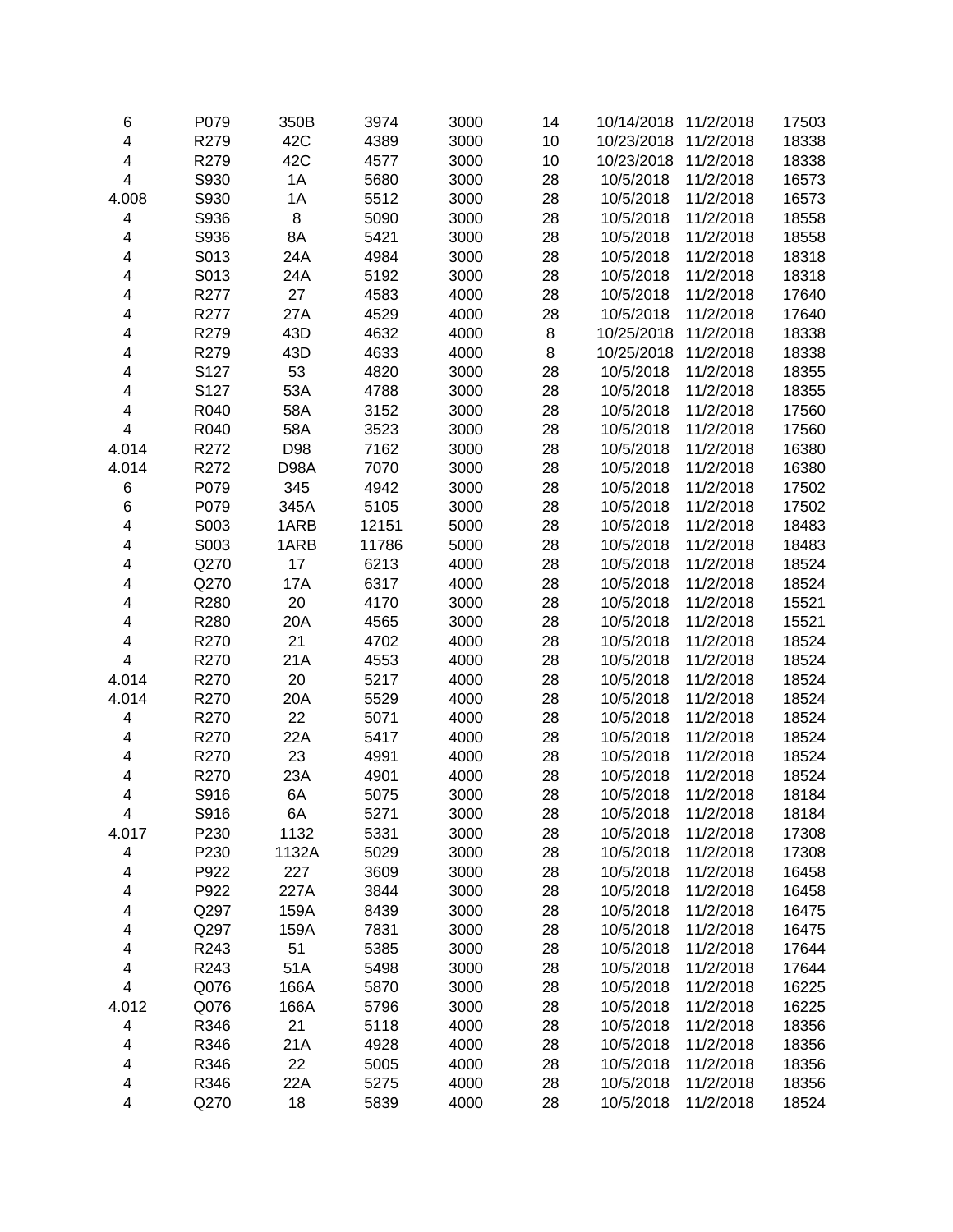| | | | | | | | | |
|---|---|---|---|---|---|---|---|---|
| 6 | P079 | 350B | 3974 | 3000 | 14 | 10/14/2018 | 11/2/2018 | 17503 |
| 4 | R279 | 42C | 4389 | 3000 | 10 | 10/23/2018 | 11/2/2018 | 18338 |
| 4 | R279 | 42C | 4577 | 3000 | 10 | 10/23/2018 | 11/2/2018 | 18338 |
| 4 | S930 | 1A | 5680 | 3000 | 28 | 10/5/2018 | 11/2/2018 | 16573 |
| 4.008 | S930 | 1A | 5512 | 3000 | 28 | 10/5/2018 | 11/2/2018 | 16573 |
| 4 | S936 | 8 | 5090 | 3000 | 28 | 10/5/2018 | 11/2/2018 | 18558 |
| 4 | S936 | 8A | 5421 | 3000 | 28 | 10/5/2018 | 11/2/2018 | 18558 |
| 4 | S013 | 24A | 4984 | 3000 | 28 | 10/5/2018 | 11/2/2018 | 18318 |
| 4 | S013 | 24A | 5192 | 3000 | 28 | 10/5/2018 | 11/2/2018 | 18318 |
| 4 | R277 | 27 | 4583 | 4000 | 28 | 10/5/2018 | 11/2/2018 | 17640 |
| 4 | R277 | 27A | 4529 | 4000 | 28 | 10/5/2018 | 11/2/2018 | 17640 |
| 4 | R279 | 43D | 4632 | 4000 | 8 | 10/25/2018 | 11/2/2018 | 18338 |
| 4 | R279 | 43D | 4633 | 4000 | 8 | 10/25/2018 | 11/2/2018 | 18338 |
| 4 | S127 | 53 | 4820 | 3000 | 28 | 10/5/2018 | 11/2/2018 | 18355 |
| 4 | S127 | 53A | 4788 | 3000 | 28 | 10/5/2018 | 11/2/2018 | 18355 |
| 4 | R040 | 58A | 3152 | 3000 | 28 | 10/5/2018 | 11/2/2018 | 17560 |
| 4 | R040 | 58A | 3523 | 3000 | 28 | 10/5/2018 | 11/2/2018 | 17560 |
| 4.014 | R272 | D98 | 7162 | 3000 | 28 | 10/5/2018 | 11/2/2018 | 16380 |
| 4.014 | R272 | D98A | 7070 | 3000 | 28 | 10/5/2018 | 11/2/2018 | 16380 |
| 6 | P079 | 345 | 4942 | 3000 | 28 | 10/5/2018 | 11/2/2018 | 17502 |
| 6 | P079 | 345A | 5105 | 3000 | 28 | 10/5/2018 | 11/2/2018 | 17502 |
| 4 | S003 | 1ARB | 12151 | 5000 | 28 | 10/5/2018 | 11/2/2018 | 18483 |
| 4 | S003 | 1ARB | 11786 | 5000 | 28 | 10/5/2018 | 11/2/2018 | 18483 |
| 4 | Q270 | 17 | 6213 | 4000 | 28 | 10/5/2018 | 11/2/2018 | 18524 |
| 4 | Q270 | 17A | 6317 | 4000 | 28 | 10/5/2018 | 11/2/2018 | 18524 |
| 4 | R280 | 20 | 4170 | 3000 | 28 | 10/5/2018 | 11/2/2018 | 15521 |
| 4 | R280 | 20A | 4565 | 3000 | 28 | 10/5/2018 | 11/2/2018 | 15521 |
| 4 | R270 | 21 | 4702 | 4000 | 28 | 10/5/2018 | 11/2/2018 | 18524 |
| 4 | R270 | 21A | 4553 | 4000 | 28 | 10/5/2018 | 11/2/2018 | 18524 |
| 4.014 | R270 | 20 | 5217 | 4000 | 28 | 10/5/2018 | 11/2/2018 | 18524 |
| 4.014 | R270 | 20A | 5529 | 4000 | 28 | 10/5/2018 | 11/2/2018 | 18524 |
| 4 | R270 | 22 | 5071 | 4000 | 28 | 10/5/2018 | 11/2/2018 | 18524 |
| 4 | R270 | 22A | 5417 | 4000 | 28 | 10/5/2018 | 11/2/2018 | 18524 |
| 4 | R270 | 23 | 4991 | 4000 | 28 | 10/5/2018 | 11/2/2018 | 18524 |
| 4 | R270 | 23A | 4901 | 4000 | 28 | 10/5/2018 | 11/2/2018 | 18524 |
| 4 | S916 | 6A | 5075 | 3000 | 28 | 10/5/2018 | 11/2/2018 | 18184 |
| 4 | S916 | 6A | 5271 | 3000 | 28 | 10/5/2018 | 11/2/2018 | 18184 |
| 4.017 | P230 | 1132 | 5331 | 3000 | 28 | 10/5/2018 | 11/2/2018 | 17308 |
| 4 | P230 | 1132A | 5029 | 3000 | 28 | 10/5/2018 | 11/2/2018 | 17308 |
| 4 | P922 | 227 | 3609 | 3000 | 28 | 10/5/2018 | 11/2/2018 | 16458 |
| 4 | P922 | 227A | 3844 | 3000 | 28 | 10/5/2018 | 11/2/2018 | 16458 |
| 4 | Q297 | 159A | 8439 | 3000 | 28 | 10/5/2018 | 11/2/2018 | 16475 |
| 4 | Q297 | 159A | 7831 | 3000 | 28 | 10/5/2018 | 11/2/2018 | 16475 |
| 4 | R243 | 51 | 5385 | 3000 | 28 | 10/5/2018 | 11/2/2018 | 17644 |
| 4 | R243 | 51A | 5498 | 3000 | 28 | 10/5/2018 | 11/2/2018 | 17644 |
| 4 | Q076 | 166A | 5870 | 3000 | 28 | 10/5/2018 | 11/2/2018 | 16225 |
| 4.012 | Q076 | 166A | 5796 | 3000 | 28 | 10/5/2018 | 11/2/2018 | 16225 |
| 4 | R346 | 21 | 5118 | 4000 | 28 | 10/5/2018 | 11/2/2018 | 18356 |
| 4 | R346 | 21A | 4928 | 4000 | 28 | 10/5/2018 | 11/2/2018 | 18356 |
| 4 | R346 | 22 | 5005 | 4000 | 28 | 10/5/2018 | 11/2/2018 | 18356 |
| 4 | R346 | 22A | 5275 | 4000 | 28 | 10/5/2018 | 11/2/2018 | 18356 |
| 4 | Q270 | 18 | 5839 | 4000 | 28 | 10/5/2018 | 11/2/2018 | 18524 |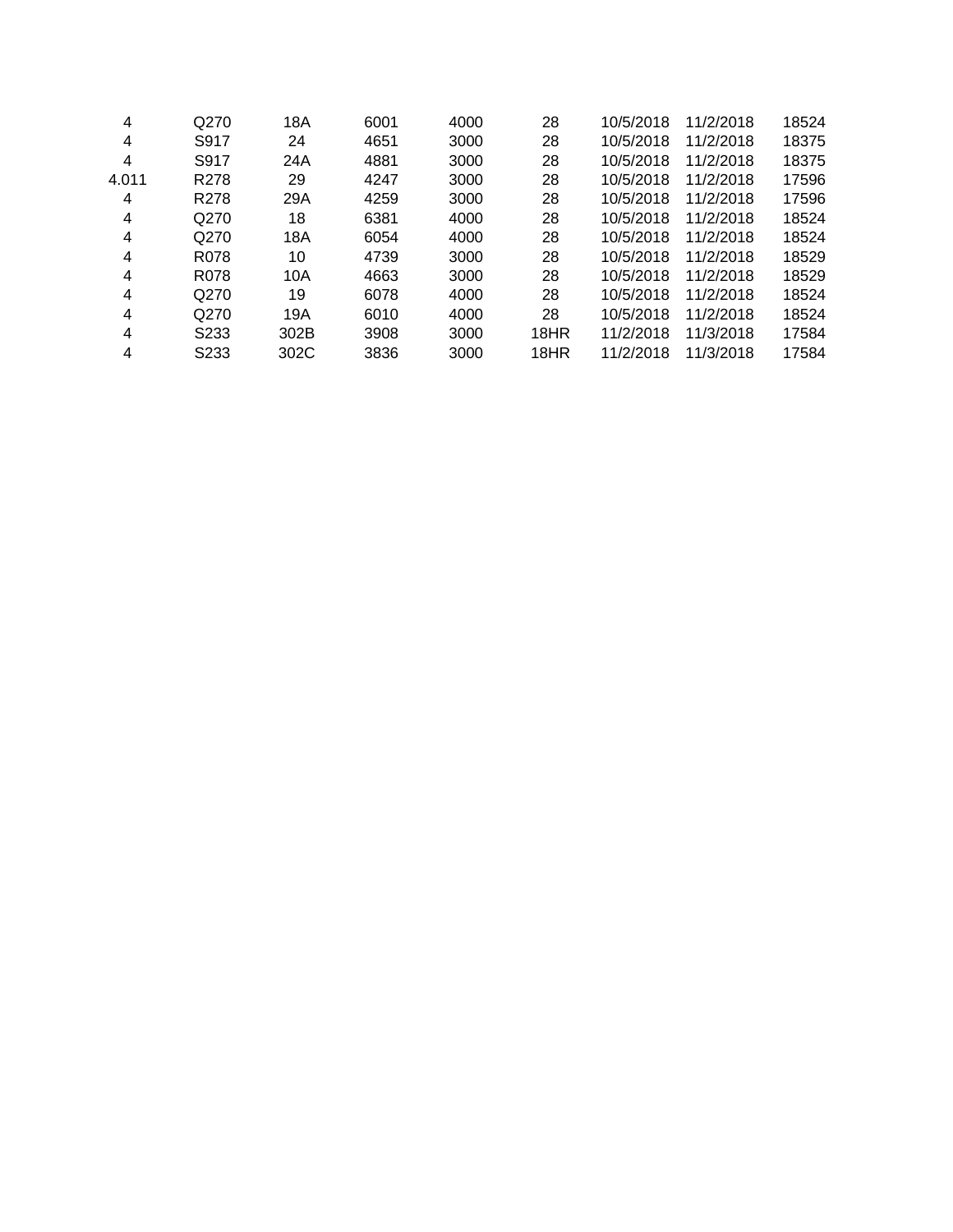| | | | | | | | | |
|---|---|---|---|---|---|---|---|---|
| 4 | Q270 | 18A | 6001 | 4000 | 28 | 10/5/2018 | 11/2/2018 | 18524 |
| 4 | S917 | 24 | 4651 | 3000 | 28 | 10/5/2018 | 11/2/2018 | 18375 |
| 4 | S917 | 24A | 4881 | 3000 | 28 | 10/5/2018 | 11/2/2018 | 18375 |
| 4.011 | R278 | 29 | 4247 | 3000 | 28 | 10/5/2018 | 11/2/2018 | 17596 |
| 4 | R278 | 29A | 4259 | 3000 | 28 | 10/5/2018 | 11/2/2018 | 17596 |
| 4 | Q270 | 18 | 6381 | 4000 | 28 | 10/5/2018 | 11/2/2018 | 18524 |
| 4 | Q270 | 18A | 6054 | 4000 | 28 | 10/5/2018 | 11/2/2018 | 18524 |
| 4 | R078 | 10 | 4739 | 3000 | 28 | 10/5/2018 | 11/2/2018 | 18529 |
| 4 | R078 | 10A | 4663 | 3000 | 28 | 10/5/2018 | 11/2/2018 | 18529 |
| 4 | Q270 | 19 | 6078 | 4000 | 28 | 10/5/2018 | 11/2/2018 | 18524 |
| 4 | Q270 | 19A | 6010 | 4000 | 28 | 10/5/2018 | 11/2/2018 | 18524 |
| 4 | S233 | 302B | 3908 | 3000 | 18HR | 11/2/2018 | 11/3/2018 | 17584 |
| 4 | S233 | 302C | 3836 | 3000 | 18HR | 11/2/2018 | 11/3/2018 | 17584 |